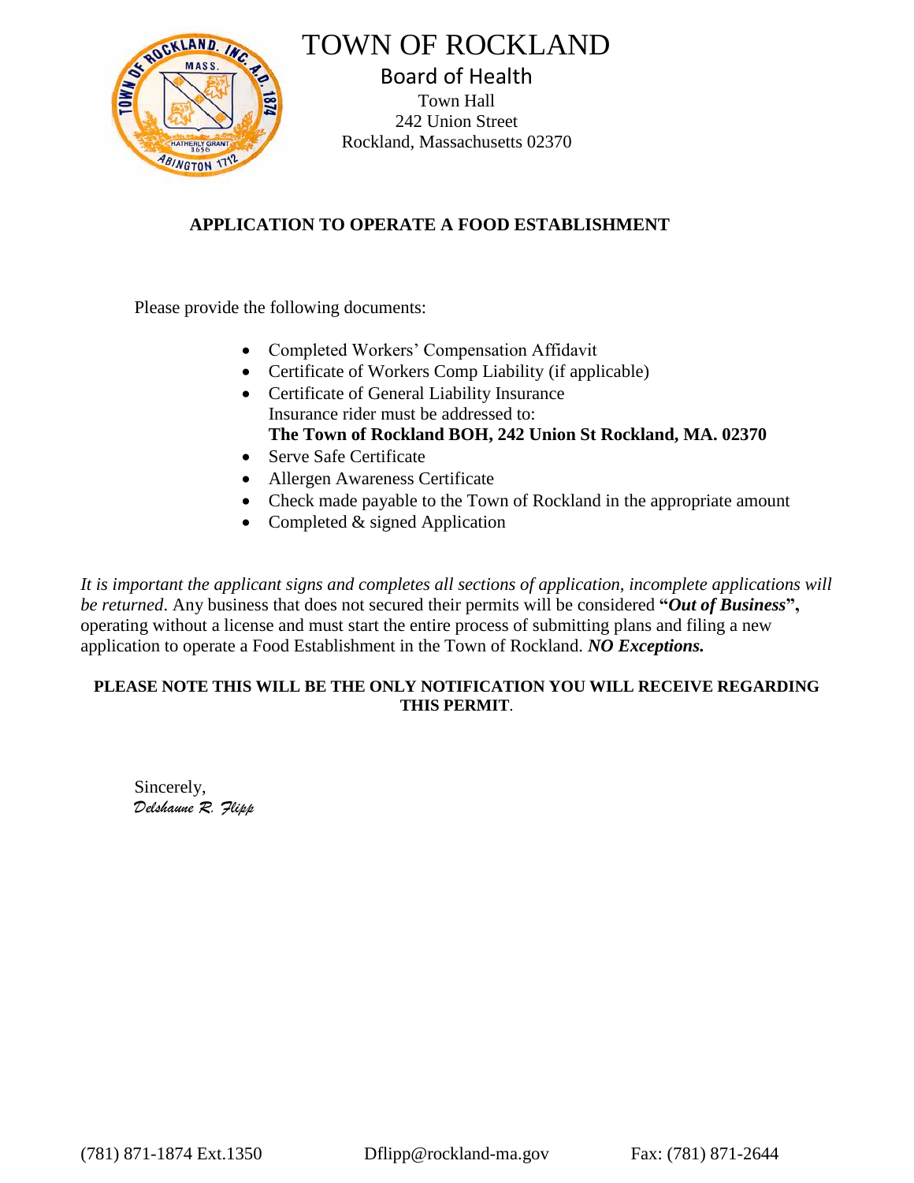# TOWN OF ROCKLAND

## Board of Health

Town Hall
242 Union Street
Rockland, Massachusetts 02370

### APPLICATION TO OPERATE A FOOD ESTABLISHMENT

Please provide the following documents:

- Completed Workers' Compensation Affidavit
- Certificate of Workers Comp Liability (if applicable)
- Certificate of General Liability Insurance
  Insurance rider must be addressed to:
  **The Town of Rockland BOH, 242 Union St Rockland, MA. 02370**
- Serve Safe Certificate
- Allergen Awareness Certificate
- Check made payable to the Town of Rockland in the appropriate amount
- Completed & signed Application

*It is important the applicant signs and completes all sections of application, incomplete applications will be returned*. Any business that does not secured their permits will be considered **"*Out of Business*",** operating without a license and must start the entire process of submitting plans and filing a new application to operate a Food Establishment in the Town of Rockland. ***NO Exceptions.***

**PLEASE NOTE THIS WILL BE THE ONLY NOTIFICATION YOU WILL RECEIVE REGARDING THIS PERMIT**.

Sincerely,
*Delshaune R. Flipp*

(781) 871-1874 Ext.1350 Dflipp@rockland-ma.gov Fax: (781) 871-2644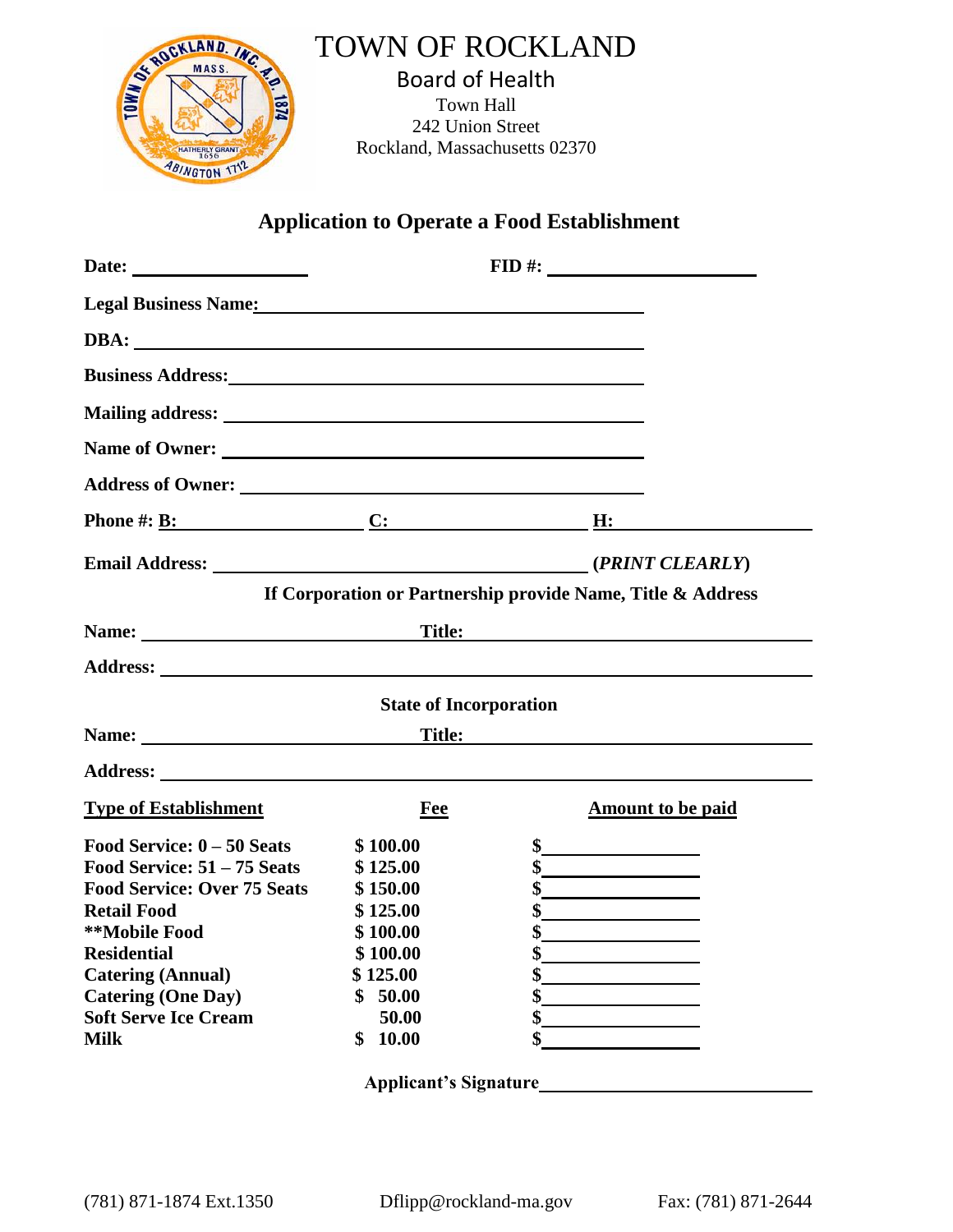# TOWN OF ROCKLAND

Board of Health
Town Hall
242 Union Street
Rockland, Massachusetts 02370

## Application to Operate a Food Establishment

**Date:** ____________________ **FID #:** ________________________

**Legal Business Name:** ____________________________________________

**DBA:** ____________________________________________

**Business Address:** ____________________________________________

**Mailing address:** ____________________________________________

**Name of Owner:** ____________________________________________

**Address of Owner:** ____________________________________________

**Phone #: B:** ____________________ **C:** ____________________ **H:** ____________________

**Email Address:** ________________________________________ **(*PRINT CLEARLY*)**

**If Corporation or Partnership provide Name, Title & Address**

**Name:** ______________________________ **Title:** ______________________________

**Address:** ____________________________________________________________

**State of Incorporation**

**Name:** ______________________________ **Title:** ______________________________

**Address:** ____________________________________________________________

| Type of Establishment | Fee | Amount to be paid |
|---|---|---|
| **Food Service: 0 – 50 Seats** | **$ 100.00** | **$**__________ |
| **Food Service: 51 – 75 Seats** | **$ 125.00** | **$**__________ |
| **Food Service: Over 75 Seats** | **$ 150.00** | **$**__________ |
| **Retail Food** | **$ 125.00** | **$**__________ |
| **\*\*Mobile Food** | **$ 100.00** | **$**__________ |
| **Residential** | **$ 100.00** | **$**__________ |
| **Catering (Annual)** | **$ 125.00** | **$**__________ |
| **Catering (One Day)** | **$ 50.00** | **$**__________ |
| **Soft Serve Ice Cream** | **50.00** | **$**__________ |
| **Milk** | **$ 10.00** | **$**__________ |

**Applicant's Signature** ______________________________

(781) 871-1874 Ext.1350 Dflipp@rockland-ma.gov Fax: (781) 871-2644